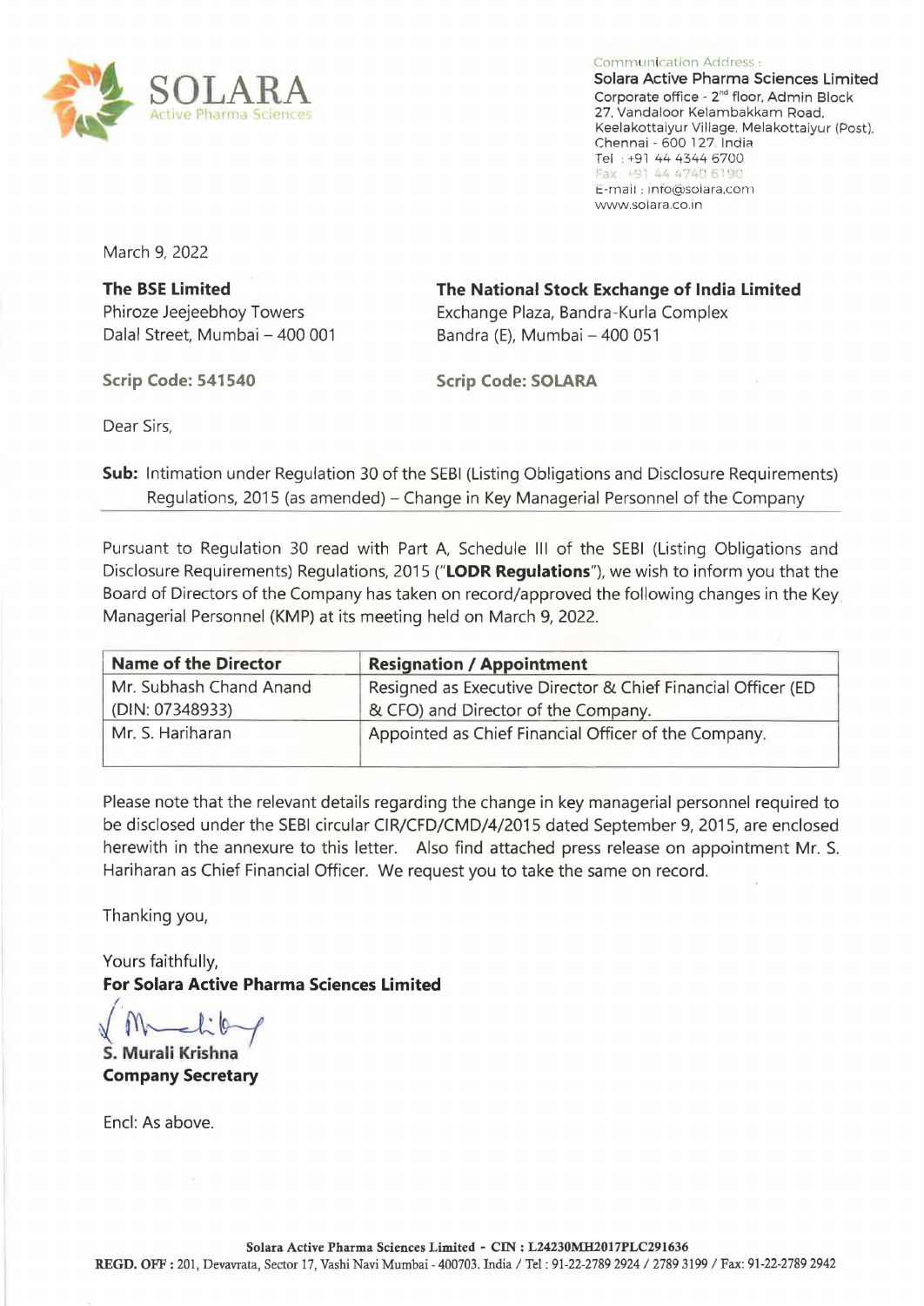SOLARA
Active Pharma Sciences

Communication Address :
**Solara Active Pharma Sciences Limited**
Corporate office - 2nd floor, Admin Block
27, Vandaloor Kelambakkam Road,
Keelakottaiyur Village, Melakottaiyur (Post),
Chennai - 600 127. India
Tel : +91 44 4344 6700
Fax : +91 44 4740 6190
E-mail : info@solara.com
www.solara.co.in

March 9, 2022

**The BSE Limited**
Phiroze Jeejeebhoy Towers
Dalal Street, Mumbai – 400 001

**Scrip Code: 541540**

**The National Stock Exchange of India Limited**
Exchange Plaza, Bandra-Kurla Complex
Bandra (E), Mumbai – 400 051

**Scrip Code: SOLARA**

Dear Sirs,

**Sub:** Intimation under Regulation 30 of the SEBI (Listing Obligations and Disclosure Requirements) Regulations, 2015 (as amended) – Change in Key Managerial Personnel of the Company

Pursuant to Regulation 30 read with Part A, Schedule III of the SEBI (Listing Obligations and Disclosure Requirements) Regulations, 2015 ("**LODR Regulations**"), we wish to inform you that the Board of Directors of the Company has taken on record/approved the following changes in the Key Managerial Personnel (KMP) at its meeting held on March 9, 2022.

| Name of the Director | Resignation / Appointment |
|---|---|
| Mr. Subhash Chand Anand (DIN: 07348933) | Resigned as Executive Director & Chief Financial Officer (ED & CFO) and Director of the Company. |
| Mr. S. Hariharan | Appointed as Chief Financial Officer of the Company. |

Please note that the relevant details regarding the change in key managerial personnel required to be disclosed under the SEBI circular CIR/CFD/CMD/4/2015 dated September 9, 2015, are enclosed herewith in the annexure to this letter. Also find attached press release on appointment Mr. S. Hariharan as Chief Financial Officer. We request you to take the same on record.

Thanking you,

Yours faithfully,
**For Solara Active Pharma Sciences Limited**

**S. Murali Krishna**
**Company Secretary**

Encl: As above.

**Solara Active Pharma Sciences Limited - CIN : L24230MH2017PLC291636**
**REGD. OFF :** 201, Devavrata, Sector 17, Vashi Navi Mumbai - 400703. India / Tel : 91-22-2789 2924 / 2789 3199 / Fax: 91-22-2789 2942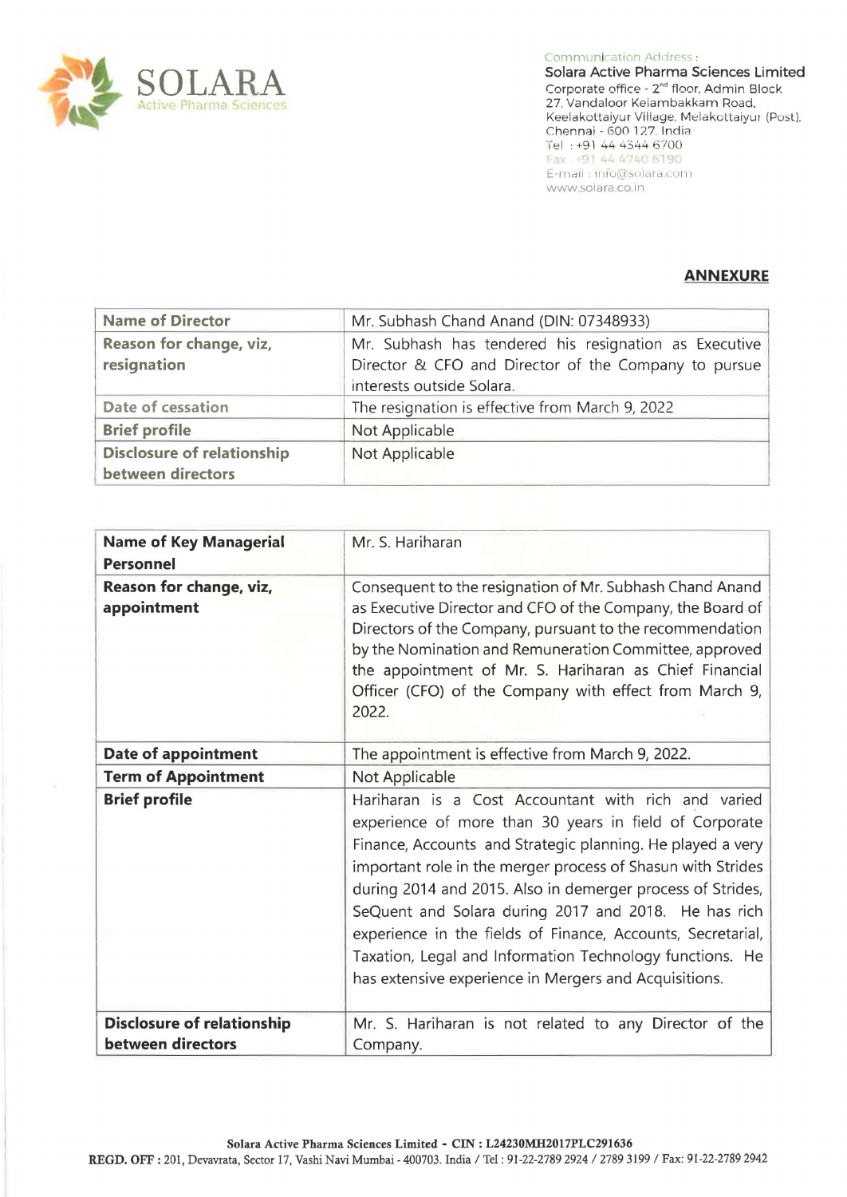Communication Address :
**Solara Active Pharma Sciences Limited**
Corporate office - 2[nd] floor, Admin Block
27, Vandaloor Kelambakkam Road,
Keelakottaiyur Village, Melakottaiyur (Post),
Chennai - 600 127, India
Tel : +91 44 4344 6700
Fax : +91 44 4740 6190
E-mail : info@solara.com
www.solara.co.in

## ANNEXURE

| Name of Director | Mr. Subhash Chand Anand (DIN: 07348933) |
|---|---|
| Reason for change, viz, resignation | Mr. Subhash has tendered his resignation as Executive Director & CFO and Director of the Company to pursue interests outside Solara. |
| Date of cessation | The resignation is effective from March 9, 2022 |
| Brief profile | Not Applicable |
| Disclosure of relationship between directors | Not Applicable |

| Name of Key Managerial Personnel | Mr. S. Hariharan |
|---|---|
| Reason for change, viz, appointment | Consequent to the resignation of Mr. Subhash Chand Anand as Executive Director and CFO of the Company, the Board of Directors of the Company, pursuant to the recommendation by the Nomination and Remuneration Committee, approved the appointment of Mr. S. Hariharan as Chief Financial Officer (CFO) of the Company with effect from March 9, 2022. |
| Date of appointment | The appointment is effective from March 9, 2022. |
| Term of Appointment | Not Applicable |
| Brief profile | Hariharan is a Cost Accountant with rich and varied experience of more than 30 years in field of Corporate Finance, Accounts and Strategic planning. He played a very important role in the merger process of Shasun with Strides during 2014 and 2015. Also in demerger process of Strides, SeQuent and Solara during 2017 and 2018. He has rich experience in the fields of Finance, Accounts, Secretarial, Taxation, Legal and Information Technology functions. He has extensive experience in Mergers and Acquisitions. |
| Disclosure of relationship between directors | Mr. S. Hariharan is not related to any Director of the Company. |

**Solara Active Pharma Sciences Limited - CIN : L24230MH2017PLC291636**
**REGD. OFF :** 201, Devavrata, Sector 17, Vashi Navi Mumbai - 400703. India / Tel : 91-22-2789 2924 / 2789 3199 / Fax: 91-22-2789 2942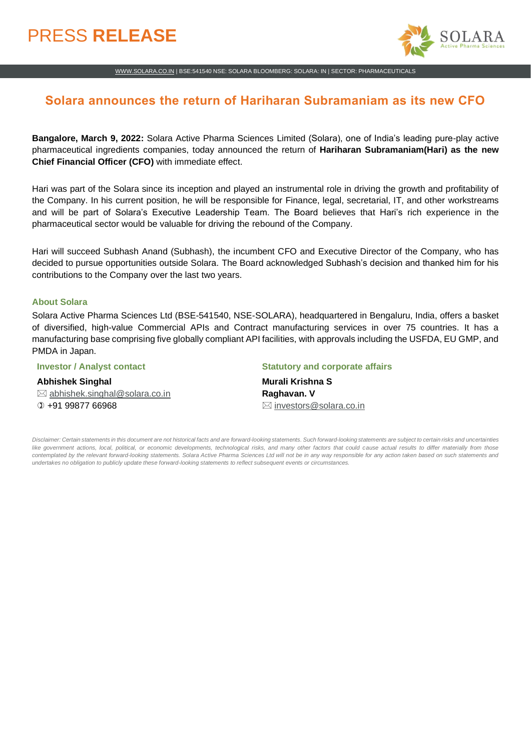# PRESS RELEASE

WWW.SOLARA.CO.IN | BSE:541540 NSE: SOLARA BLOOMBERG: SOLARA: IN | SECTOR: PHARMACEUTICALS

## Solara announces the return of Hariharan Subramaniam as its new CFO

**Bangalore, March 9, 2022:** Solara Active Pharma Sciences Limited (Solara), one of India's leading pure-play active pharmaceutical ingredients companies, today announced the return of **Hariharan Subramaniam(Hari) as the new Chief Financial Officer (CFO)** with immediate effect.

Hari was part of the Solara since its inception and played an instrumental role in driving the growth and profitability of the Company. In his current position, he will be responsible for Finance, legal, secretarial, IT, and other workstreams and will be part of Solara's Executive Leadership Team. The Board believes that Hari's rich experience in the pharmaceutical sector would be valuable for driving the rebound of the Company.

Hari will succeed Subhash Anand (Subhash), the incumbent CFO and Executive Director of the Company, who has decided to pursue opportunities outside Solara. The Board acknowledged Subhash's decision and thanked him for his contributions to the Company over the last two years.

### About Solara

Solara Active Pharma Sciences Ltd (BSE-541540, NSE-SOLARA), headquartered in Bengaluru, India, offers a basket of diversified, high-value Commercial APIs and Contract manufacturing services in over 75 countries. It has a manufacturing base comprising five globally compliant API facilities, with approvals including the USFDA, EU GMP, and PMDA in Japan.

### Investor / Analyst contact

**Abhishek Singhal**
✉ abhishek.singhal@solara.co.in
✆ +91 99877 66968

### Statutory and corporate affairs

**Murali Krishna S**
**Raghavan. V**
✉ investors@solara.co.in

*Disclaimer: Certain statements in this document are not historical facts and are forward-looking statements. Such forward-looking statements are subject to certain risks and uncertainties like government actions, local, political, or economic developments, technological risks, and many other factors that could cause actual results to differ materially from those contemplated by the relevant forward-looking statements. Solara Active Pharma Sciences Ltd will not be in any way responsible for any action taken based on such statements and undertakes no obligation to publicly update these forward-looking statements to reflect subsequent events or circumstances.*